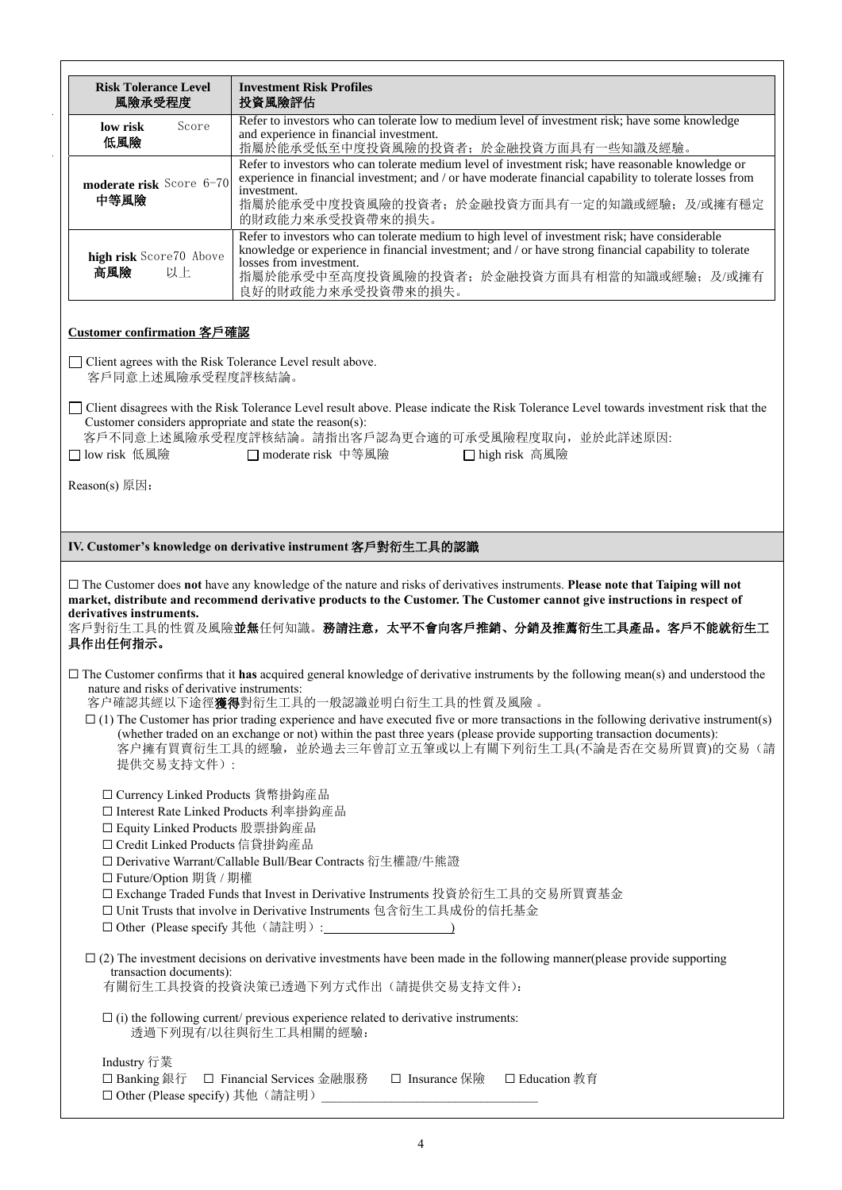| Risk Tolerance Level 風險承受程度 | Investment Risk Profiles 投資風險評估 |
|---|---|
| **low risk** Score **低風險** | Refer to investors who can tolerate low to medium level of investment risk; have some knowledge and experience in financial investment. 指屬於能承受低至中度投資風險的投資者；於金融投資方面具有一些知識及經驗。 |
| **moderate risk** Score 6-70 **中等風險** | Refer to investors who can tolerate medium level of investment risk; have reasonable knowledge or experience in financial investment; and / or have moderate financial capability to tolerate losses from investment. 指屬於能承受中度投資風險的投資者；於金融投資方面具有一定的知識或經驗；及/或擁有穩定的財政能力來承受投資帶來的損失。 |
| **high risk** Score70 Above **高風險** 以上 | Refer to investors who can tolerate medium to high level of investment risk; have considerable knowledge or experience in financial investment; and / or have strong financial capability to tolerate losses from investment. 指屬於能承受中至高度投資風險的投資者；於金融投資方面具有相當的知識或經驗；及/或擁有良好的財政能力來承受投資帶來的損失。 |

**Customer confirmation 客戶確認**

☐ Client agrees with the Risk Tolerance Level result above.
客戶同意上述風險承受程度評核結論。

☐ Client disagrees with the Risk Tolerance Level result above. Please indicate the Risk Tolerance Level towards investment risk that the Customer considers appropriate and state the reason(s):
客戶不同意上述風險承受程度評核結論。請指出客戶認為更合適的可承受風險程度取向，並於此詳述原因:

☐ low risk 低風險 ☐ moderate risk 中等風險 ☐ high risk 高風險

Reason(s) 原因：

## IV. Customer's knowledge on derivative instrument 客戶對衍生工具的認識

☐ The Customer does **not** have any knowledge of the nature and risks of derivatives instruments. **Please note that Taiping will not market, distribute and recommend derivative products to the Customer. The Customer cannot give instructions in respect of derivatives instruments.**
客戶對衍生工具的性質及風險**並無**任何知識。**務請注意，太平不會向客戶推銷、分銷及推薦衍生工具產品。客戶不能就衍生工具作出任何指示。**

☐ The Customer confirms that it **has** acquired general knowledge of derivative instruments by the following mean(s) and understood the nature and risks of derivative instruments:
客户確認其經以下途徑**獲得**對衍生工具的一般認識並明白衍生工具的性質及風險 。

☐ (1) The Customer has prior trading experience and have executed five or more transactions in the following derivative instrument(s) (whether traded on an exchange or not) within the past three years (please provide supporting transaction documents):
客户擁有買賣衍生工具的經驗，並於過去三年曾訂立五筆或以上有關下列衍生工具(不論是否在交易所買賣)的交易（請提供交易支持文件）:

- ☐ Currency Linked Products 貨幣掛鈎産品
- ☐ Interest Rate Linked Products 利率掛鈎産品
- ☐ Equity Linked Products 股票掛鈎産品
- ☐ Credit Linked Products 信貸掛鈎産品
- ☐ Derivative Warrant/Callable Bull/Bear Contracts 衍生權證/牛熊證
- ☐ Future/Option 期貨 / 期權
- ☐ Exchange Traded Funds that Invest in Derivative Instruments 投資於衍生工具的交易所買賣基金
- ☐ Unit Trusts that involve in Derivative Instruments 包含衍生工具成份的信托基金
- ☐ Other (Please specify 其他（請註明）: ____________________)

☐ (2) The investment decisions on derivative investments have been made in the following manner(please provide supporting transaction documents):
有關衍生工具投資的投資決策已透過下列方式作出（請提供交易支持文件）:

☐ (i) the following current/ previous experience related to derivative instruments:
透過下列現有/以往與衍生工具相關的經驗：

Industry 行業

☐ Banking 銀行 ☐ Financial Services 金融服務 ☐ Insurance 保險 ☐ Education 教育
☐ Other (Please specify) 其他（請註明） ________________________________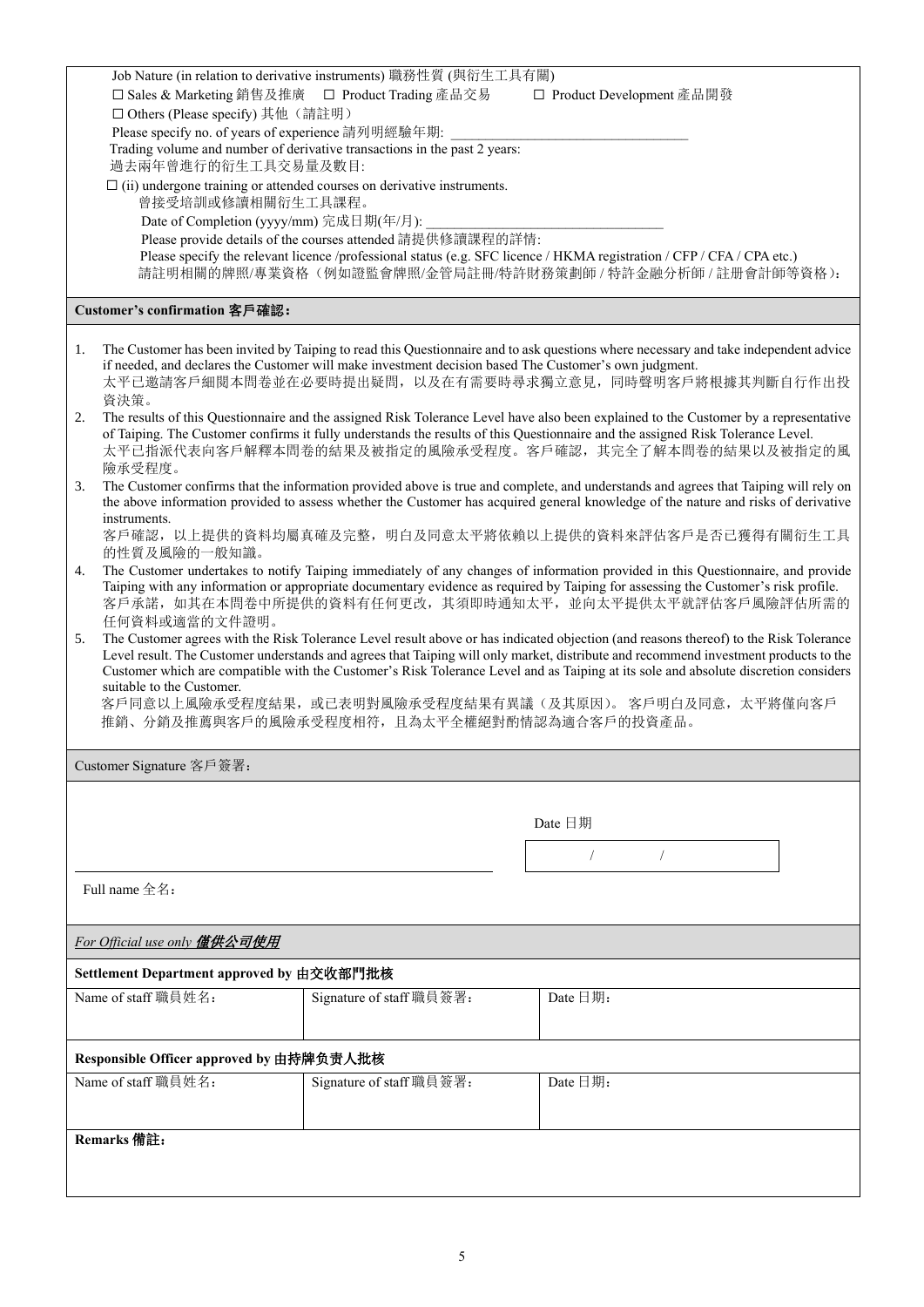Job Nature (in relation to derivative instruments) 職務性質 (與衍生工具有關)

☐ Sales & Marketing 銷售及推廣 ☐ Product Trading 產品交易 ☐ Product Development 產品開發

☐ Others (Please specify) 其他（請註明）

Please specify no. of years of experience 請列明經驗年期: ______________________________

Trading volume and number of derivative transactions in the past 2 years:
過去兩年曾進行的衍生工具交易量及數目:

☐ (ii) undergone training or attended courses on derivative instruments.
曾接受培訓或修讀相關衍生工具課程。

Date of Completion (yyyy/mm) 完成日期(年/月): ______________________________

Please provide details of the courses attended 請提供修讀課程的詳情:

Please specify the relevant licence /professional status (e.g. SFC licence / HKMA registration / CFP / CFA / CPA etc.)
請註明相關的牌照/專業資格（例如證監會牌照/金管局註冊/特許財務策劃師 / 特許金融分析師 / 註册會計師等資格）:

**Customer's confirmation 客戶確認：**

1. The Customer has been invited by Taiping to read this Questionnaire and to ask questions where necessary and take independent advice if needed, and declares the Customer will make investment decision based The Customer's own judgment.
太平已邀請客戶細閱本問卷並在必要時提出疑問，以及在有需要時尋求獨立意見，同時聲明客戶將根據其判斷自行作出投資決策。
2. The results of this Questionnaire and the assigned Risk Tolerance Level have also been explained to the Customer by a representative of Taiping. The Customer confirms it fully understands the results of this Questionnaire and the assigned Risk Tolerance Level.
太平已指派代表向客戶解釋本問卷的結果及被指定的風險承受程度。客戶確認，其完全了解本問卷的結果以及被指定的風險承受程度。
3. The Customer confirms that the information provided above is true and complete, and understands and agrees that Taiping will rely on the above information provided to assess whether the Customer has acquired general knowledge of the nature and risks of derivative instruments.
客戶確認，以上提供的資料均屬真確及完整，明白及同意太平將依賴以上提供的資料來評估客戶是否已獲得有關衍生工具的性質及風險的一般知識。
4. The Customer undertakes to notify Taiping immediately of any changes of information provided in this Questionnaire, and provide Taiping with any information or appropriate documentary evidence as required by Taiping for assessing the Customer's risk profile.
客戶承諾，如其在本問卷中所提供的資料有任何更改，其須即時通知太平，並向太平提供太平就評估客戶風險評估所需的任何資料或適當的文件證明。
5. The Customer agrees with the Risk Tolerance Level result above or has indicated objection (and reasons thereof) to the Risk Tolerance Level result. The Customer understands and agrees that Taiping will only market, distribute and recommend investment products to the Customer which are compatible with the Customer's Risk Tolerance Level and as Taiping at its sole and absolute discretion considers suitable to the Customer.
客戶同意以上風險承受程度結果，或已表明對風險承受程度結果有異議（及其原因）。 客戶明白及同意，太平將僅向客戶推銷、分銷及推薦與客戶的風險承受程度相符，且為太平全權絕對酌情認為適合客戶的投資產品。

Customer Signature 客戶簽署：

Date 日期 / /

Full name 全名：

*For Official use only* ***僅供公司使用***

**Settlement Department approved by 由交收部門批核**

| Name of staff 職員姓名： | Signature of staff 職員簽署： | Date 日期： |
|---|---|---|
| | | |

**Responsible Officer approved by 由持牌負責人批核**

| Name of staff 職員姓名： | Signature of staff 職員簽署： | Date 日期： |
|---|---|---|
| | | |

**Remarks 備註：**